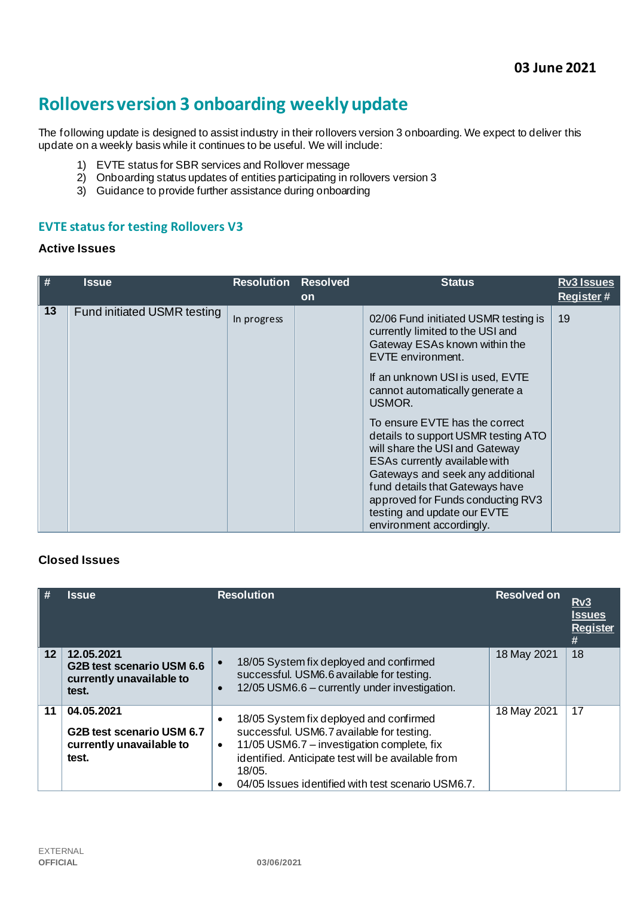**03 June 2021**

# Rollovers version 3 onboarding weekly update

The following update is designed to assist industry in their rollovers version 3 onboarding. We expect to deliver this update on a weekly basis while it continues to be useful. We will include:

1) EVTE status for SBR services and Rollover message
2) Onboarding status updates of entities participating in rollovers version 3
3) Guidance to provide further assistance during onboarding

## EVTE status for testing Rollovers V3

### Active Issues

| # | Issue | Resolution | Resolved on | Status | Rv3 Issues Register # |
|---|---|---|---|---|---|
| 13 | Fund initiated USMR testing | In progress | | 02/06 Fund initiated USMR testing is currently limited to the USI and Gateway ESAs known within the EVTE environment.<br><br>If an unknown USI is used, EVTE cannot automatically generate a USMOR.<br><br>To ensure EVTE has the correct details to support USMR testing ATO will share the USI and Gateway ESAs currently available with Gateways and seek any additional fund details that Gateways have approved for Funds conducting RV3 testing and update our EVTE environment accordingly. | 19 |

### Closed Issues

| # | Issue | Resolution | Resolved on | Rv3 Issues Register # |
|---|---|---|---|---|
| 12 | **12.05.2021<br>G2B test scenario USM 6.6 currently unavailable to test.** | • 18/05 System fix deployed and confirmed successful. USM6.6 available for testing.<br>• 12/05 USM6.6 – currently under investigation. | 18 May 2021 | 18 |
| 11 | **04.05.2021<br><br>G2B test scenario USM 6.7 currently unavailable to test.** | • 18/05 System fix deployed and confirmed successful. USM6.7 available for testing.<br>• 11/05 USM6.7 – investigation complete, fix identified. Anticipate test will be available from 18/05.<br>• 04/05 Issues identified with test scenario USM6.7. | 18 May 2021 | 17 |

EXTERNAL
OFFICIAL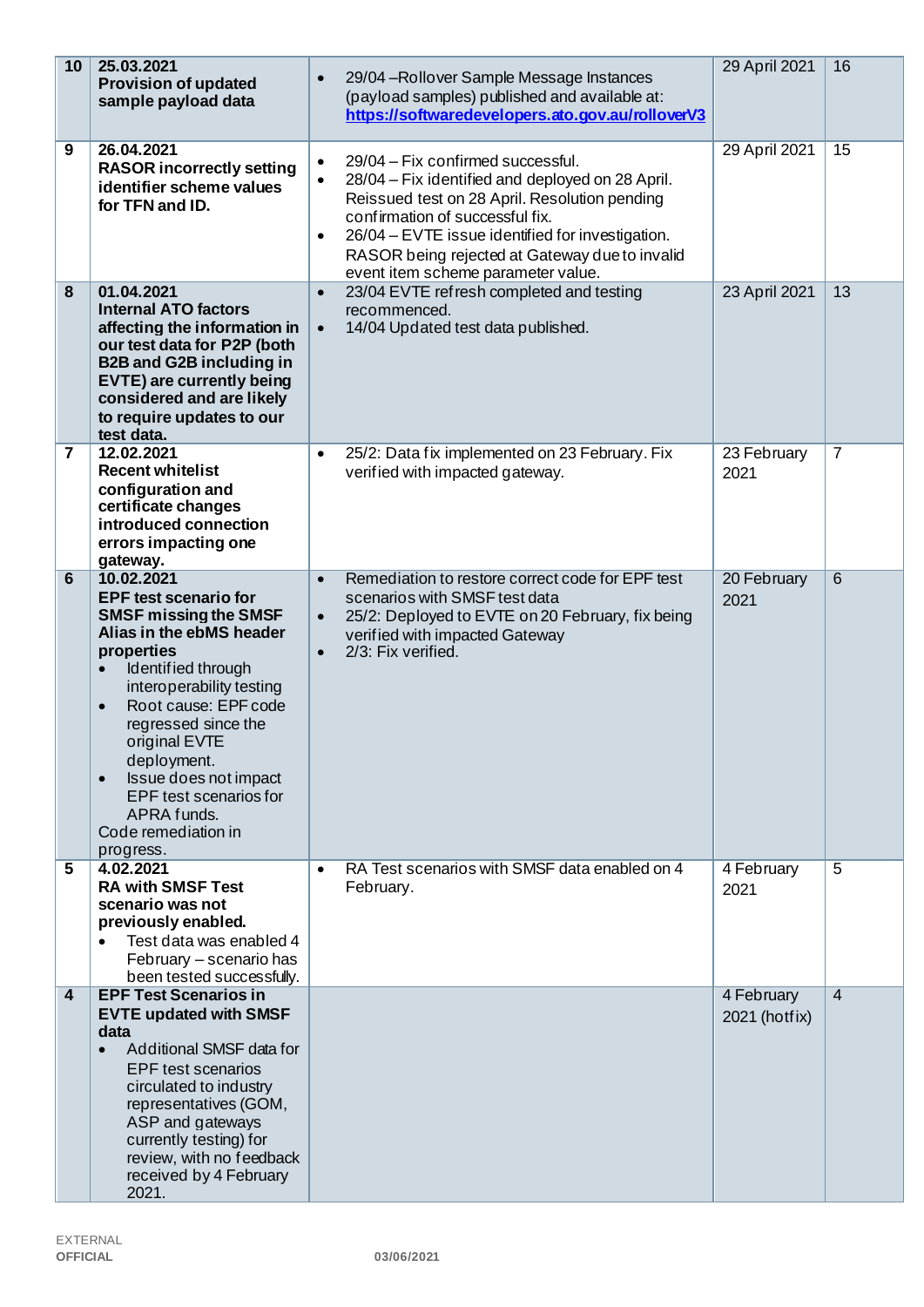| | | | | |
|---|---|---|---|---|
| 10 | **25.03.2021** **Provision of updated sample payload data** | • 29/04 –Rollover Sample Message Instances (payload samples) published and available at: **https://softwaredevelopers.ato.gov.au/rolloverV3** | 29 April 2021 | 16 |
| 9 | **26.04.2021** **RASOR incorrectly setting identifier scheme values for TFN and ID.** | • 29/04 – Fix confirmed successful. • 28/04 – Fix identified and deployed on 28 April. Reissued test on 28 April. Resolution pending confirmation of successful fix. • 26/04 – EVTE issue identified for investigation. RASOR being rejected at Gateway due to invalid event item scheme parameter value. | 29 April 2021 | 15 |
| 8 | **01.04.2021** **Internal ATO factors affecting the information in our test data for P2P (both B2B and G2B including in EVTE) are currently being considered and are likely to require updates to our test data.** | • 23/04 EVTE refresh completed and testing recommenced. • 14/04 Updated test data published. | 23 April 2021 | 13 |
| 7 | **12.02.2021** **Recent whitelist configuration and certificate changes introduced connection errors impacting one gateway.** | • 25/2: Data fix implemented on 23 February. Fix verified with impacted gateway. | 23 February 2021 | 7 |
| 6 | **10.02.2021** **EPF test scenario for SMSF missing the SMSF Alias in the ebMS header properties** • Identified through interoperability testing • Root cause: EPF code regressed since the original EVTE deployment. • Issue does not impact EPF test scenarios for APRA funds. Code remediation in progress. | • Remediation to restore correct code for EPF test scenarios with SMSF test data • 25/2: Deployed to EVTE on 20 February, fix being verified with impacted Gateway • 2/3: Fix verified. | 20 February 2021 | 6 |
| 5 | **4.02.2021** **RA with SMSF Test scenario was not previously enabled.** • Test data was enabled 4 February – scenario has been tested successfully. | • RA Test scenarios with SMSF data enabled on 4 February. | 4 February 2021 | 5 |
| 4 | **EPF Test Scenarios in EVTE updated with SMSF data** • Additional SMSF data for EPF test scenarios circulated to industry representatives (GOM, ASP and gateways currently testing) for review, with no feedback received by 4 February 2021. | | 4 February 2021 (hotfix) | 4 |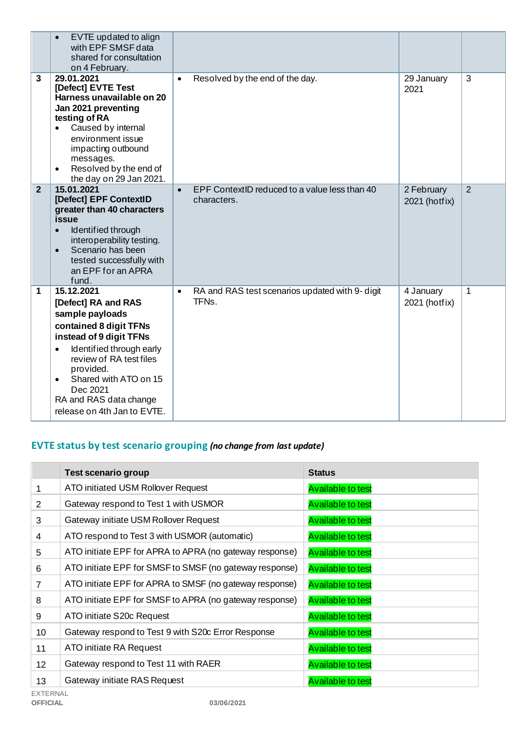| | | | | |
|---|---|---|---|---|
| | • EVTE updated to align with EPF SMSF data shared for consultation on 4 February. | | | |
| 3 | **29.01.2021**<br>**[Defect] EVTE Test Harness unavailable on 20 Jan 2021 preventing testing of RA**<br>• Caused by internal environment issue impacting outbound messages.<br>• Resolved by the end of the day on 29 Jan 2021. | • Resolved by the end of the day. | 29 January 2021 | 3 |
| 2 | **15.01.2021**<br>**[Defect] EPF ContextID greater than 40 characters issue**<br>• Identified through interoperability testing.<br>• Scenario has been tested successfully with an EPF for an APRA fund. | • EPF ContextID reduced to a value less than 40 characters. | 2 February 2021 (hotfix) | 2 |
| 1 | **15.12.2021**<br>**[Defect] RA and RAS sample payloads contained 8 digit TFNs instead of 9 digit TFNs**<br>• Identified through early review of RA test files provided.<br>• Shared with ATO on 15 Dec 2021<br>RA and RAS data change release on 4th Jan to EVTE. | • RA and RAS test scenarios updated with 9- digit TFNs. | 4 January 2021 (hotfix) | 1 |

## EVTE status by test scenario grouping *(no change from last update)*

| | Test scenario group | Status |
|---|---|---|
| 1 | ATO initiated USM Rollover Request | Available to test |
| 2 | Gateway respond to Test 1 with USMOR | Available to test |
| 3 | Gateway initiate USM Rollover Request | Available to test |
| 4 | ATO respond to Test 3 with USMOR (automatic) | Available to test |
| 5 | ATO initiate EPF for APRA to APRA (no gateway response) | Available to test |
| 6 | ATO initiate EPF for SMSF to SMSF (no gateway response) | Available to test |
| 7 | ATO initiate EPF for APRA to SMSF (no gateway response) | Available to test |
| 8 | ATO initiate EPF for SMSF to APRA (no gateway response) | Available to test |
| 9 | ATO initiate S20c Request | Available to test |
| 10 | Gateway respond to Test 9 with S20c Error Response | Available to test |
| 11 | ATO initiate RA Request | Available to test |
| 12 | Gateway respond to Test 11 with RAER | Available to test |
| 13 | Gateway initiate RAS Request | Available to test |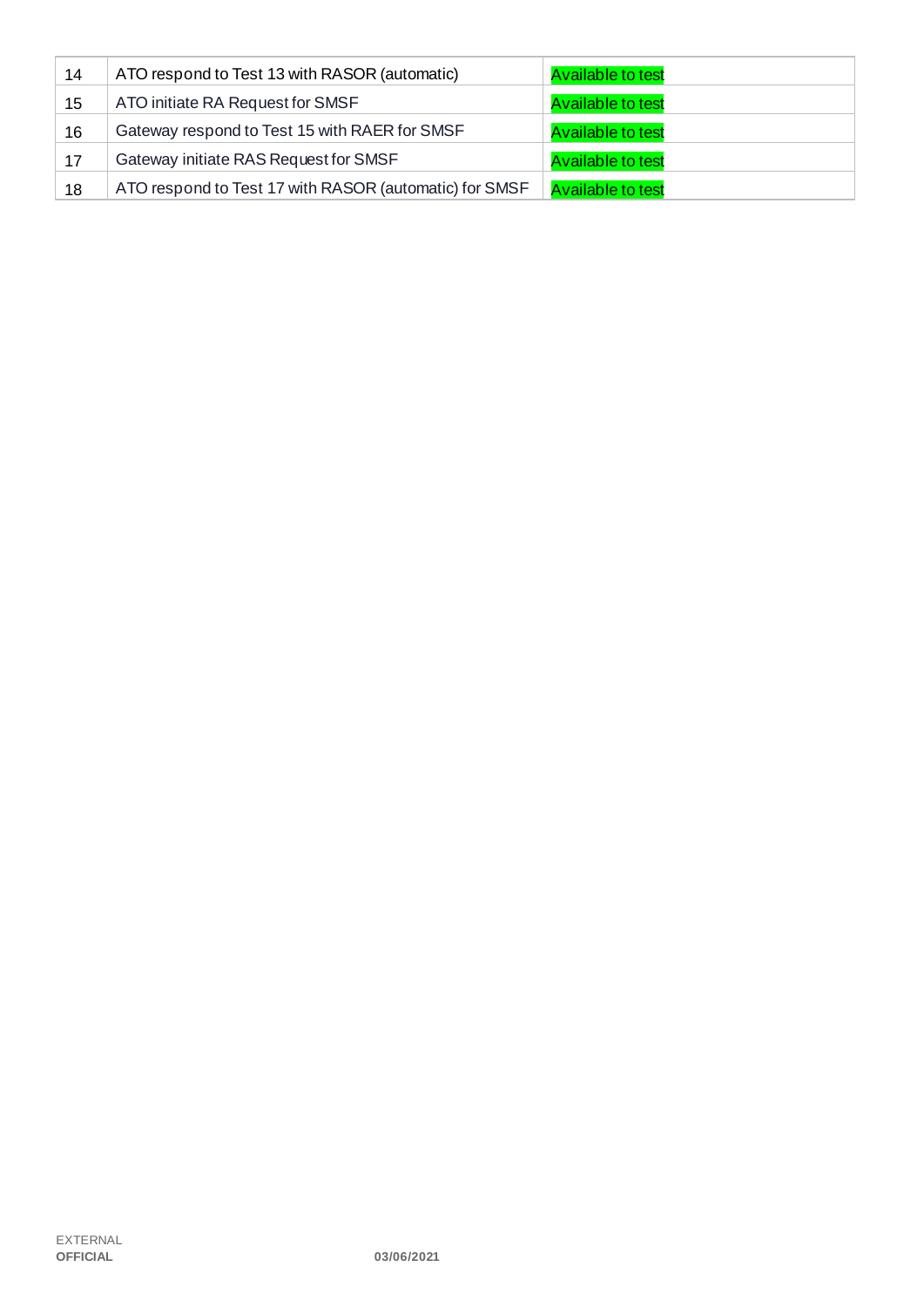| 14 | ATO respond to Test 13 with RASOR (automatic) | Available to test |
|---|---|---|
| 15 | ATO initiate RA Request for SMSF | Available to test |
| 16 | Gateway respond to Test 15 with RAER for SMSF | Available to test |
| 17 | Gateway initiate RAS Request for SMSF | Available to test |
| 18 | ATO respond to Test 17 with RASOR (automatic) for SMSF | Available to test |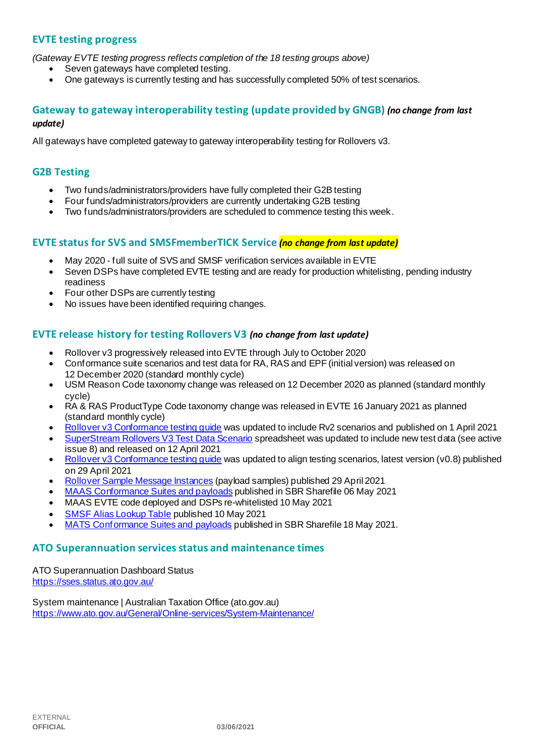## EVTE testing progress

*(Gateway EVTE testing progress reflects completion of the 18 testing groups above)*

- Seven gateways have completed testing.
- One gateways is currently testing and has successfully completed 50% of test scenarios.

## Gateway to gateway interoperability testing (update provided by GNGB) *(no change from last update)*

All gateways have completed gateway to gateway interoperability testing for Rollovers v3.

## G2B Testing

- Two funds/administrators/providers have fully completed their G2B testing
- Four funds/administrators/providers are currently undertaking G2B testing
- Two funds/administrators/providers are scheduled to commence testing this week.

## EVTE status for SVS and SMSFmemberTICK Service *(no change from last update)*

- May 2020 - full suite of SVS and SMSF verification services available in EVTE
- Seven DSPs have completed EVTE testing and are ready for production whitelisting, pending industry readiness
- Four other DSPs are currently testing
- No issues have been identified requiring changes.

## EVTE release history for testing Rollovers V3 *(no change from last update)*

- Rollover v3 progressively released into EVTE through July to October 2020
- Conformance suite scenarios and test data for RA, RAS and EPF (initial version) was released on 12 December 2020 (standard monthly cycle)
- USM Reason Code taxonomy change was released on 12 December 2020 as planned (standard monthly cycle)
- RA & RAS ProductType Code taxonomy change was released in EVTE 16 January 2021 as planned (standard monthly cycle)
- Rollover v3 Conformance testing guide was updated to include Rv2 scenarios and published on 1 April 2021
- SuperStream Rollovers V3 Test Data Scenario spreadsheet was updated to include new test data (see active issue 8) and released on 12 April 2021
- Rollover v3 Conformance testing guide was updated to align testing scenarios, latest version (v0.8) published on 29 April 2021
- Rollover Sample Message Instances (payload samples) published 29 April 2021
- MAAS Conformance Suites and payloads published in SBR Sharefile 06 May 2021
- MAAS EVTE code deployed and DSPs re-whitelisted 10 May 2021
- SMSF Alias Lookup Table published 10 May 2021
- MATS Conformance Suites and payloads published in SBR Sharefile 18 May 2021.

## ATO Superannuation services status and maintenance times

ATO Superannuation Dashboard Status
https://sses.status.ato.gov.au/

System maintenance | Australian Taxation Office (ato.gov.au)
https://www.ato.gov.au/General/Online-services/System-Maintenance/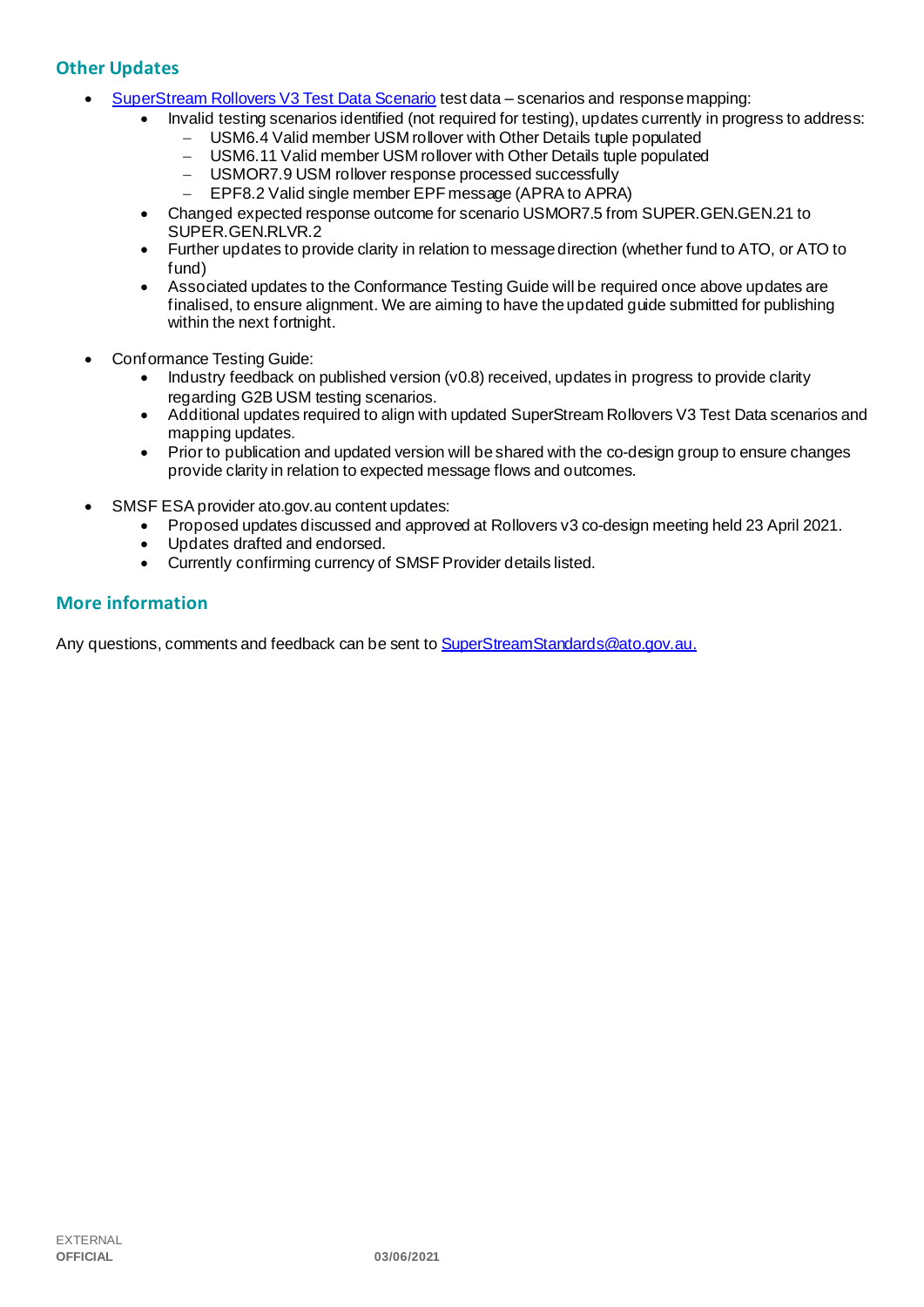## Other Updates

- SuperStream Rollovers V3 Test Data Scenario test data – scenarios and response mapping:
  - Invalid testing scenarios identified (not required for testing), updates currently in progress to address:
    - USM6.4 Valid member USM rollover with Other Details tuple populated
    - USM6.11 Valid member USM rollover with Other Details tuple populated
    - USMOR7.9 USM rollover response processed successfully
    - EPF8.2 Valid single member EPF message (APRA to APRA)
  - Changed expected response outcome for scenario USMOR7.5 from SUPER.GEN.GEN.21 to SUPER.GEN.RLVR.2
  - Further updates to provide clarity in relation to message direction (whether fund to ATO, or ATO to fund)
  - Associated updates to the Conformance Testing Guide will be required once above updates are finalised, to ensure alignment. We are aiming to have the updated guide submitted for publishing within the next fortnight.

- Conformance Testing Guide:
  - Industry feedback on published version (v0.8) received, updates in progress to provide clarity regarding G2B USM testing scenarios.
  - Additional updates required to align with updated SuperStream Rollovers V3 Test Data scenarios and mapping updates.
  - Prior to publication and updated version will be shared with the co-design group to ensure changes provide clarity in relation to expected message flows and outcomes.

- SMSF ESA provider ato.gov.au content updates:
  - Proposed updates discussed and approved at Rollovers v3 co-design meeting held 23 April 2021.
  - Updates drafted and endorsed.
  - Currently confirming currency of SMSF Provider details listed.

## More information

Any questions, comments and feedback can be sent to SuperStreamStandards@ato.gov.au.